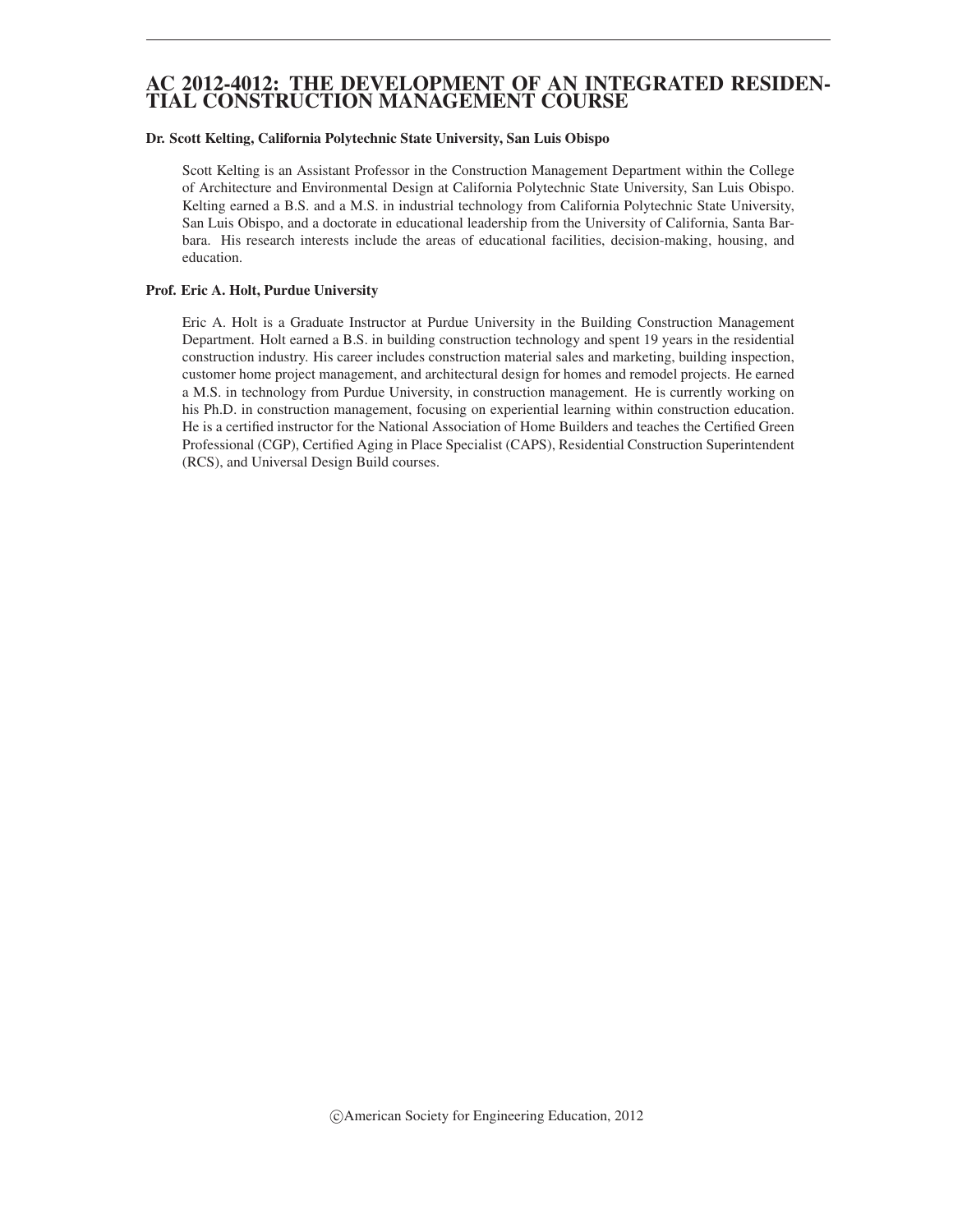# AC 2012-4012: THE DEVELOPMENT OF AN INTEGRATED RESIDENTIAL CONSTRUCTION MANAGEMENT COURSE

**Dr. Scott Kelting, California Polytechnic State University, San Luis Obispo**

Scott Kelting is an Assistant Professor in the Construction Management Department within the College of Architecture and Environmental Design at California Polytechnic State University, San Luis Obispo. Kelting earned a B.S. and a M.S. in industrial technology from California Polytechnic State University, San Luis Obispo, and a doctorate in educational leadership from the University of California, Santa Barbara. His research interests include the areas of educational facilities, decision-making, housing, and education.

**Prof. Eric A. Holt, Purdue University**

Eric A. Holt is a Graduate Instructor at Purdue University in the Building Construction Management Department. Holt earned a B.S. in building construction technology and spent 19 years in the residential construction industry. His career includes construction material sales and marketing, building inspection, customer home project management, and architectural design for homes and remodel projects. He earned a M.S. in technology from Purdue University, in construction management. He is currently working on his Ph.D. in construction management, focusing on experiential learning within construction education. He is a certified instructor for the National Association of Home Builders and teaches the Certified Green Professional (CGP), Certified Aging in Place Specialist (CAPS), Residential Construction Superintendent (RCS), and Universal Design Build courses.

©American Society for Engineering Education, 2012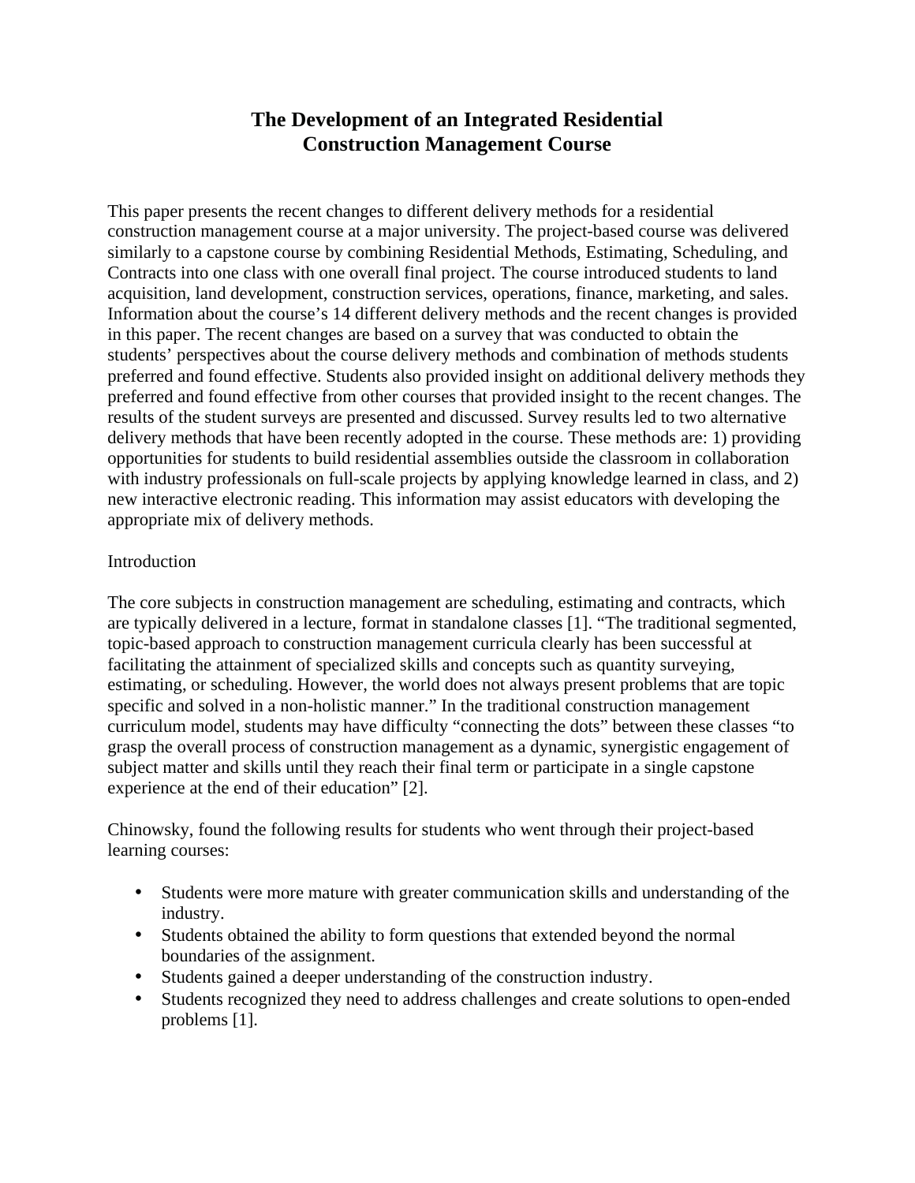# The Development of an Integrated Residential Construction Management Course

This paper presents the recent changes to different delivery methods for a residential construction management course at a major university. The project-based course was delivered similarly to a capstone course by combining Residential Methods, Estimating, Scheduling, and Contracts into one class with one overall final project. The course introduced students to land acquisition, land development, construction services, operations, finance, marketing, and sales. Information about the course's 14 different delivery methods and the recent changes is provided in this paper. The recent changes are based on a survey that was conducted to obtain the students' perspectives about the course delivery methods and combination of methods students preferred and found effective. Students also provided insight on additional delivery methods they preferred and found effective from other courses that provided insight to the recent changes. The results of the student surveys are presented and discussed. Survey results led to two alternative delivery methods that have been recently adopted in the course. These methods are: 1) providing opportunities for students to build residential assemblies outside the classroom in collaboration with industry professionals on full-scale projects by applying knowledge learned in class, and 2) new interactive electronic reading. This information may assist educators with developing the appropriate mix of delivery methods.

## Introduction

The core subjects in construction management are scheduling, estimating and contracts, which are typically delivered in a lecture, format in standalone classes [1]. "The traditional segmented, topic-based approach to construction management curricula clearly has been successful at facilitating the attainment of specialized skills and concepts such as quantity surveying, estimating, or scheduling. However, the world does not always present problems that are topic specific and solved in a non-holistic manner." In the traditional construction management curriculum model, students may have difficulty "connecting the dots" between these classes "to grasp the overall process of construction management as a dynamic, synergistic engagement of subject matter and skills until they reach their final term or participate in a single capstone experience at the end of their education" [2].

Chinowsky, found the following results for students who went through their project-based learning courses:

- Students were more mature with greater communication skills and understanding of the industry.
- Students obtained the ability to form questions that extended beyond the normal boundaries of the assignment.
- Students gained a deeper understanding of the construction industry.
- Students recognized they need to address challenges and create solutions to open-ended problems [1].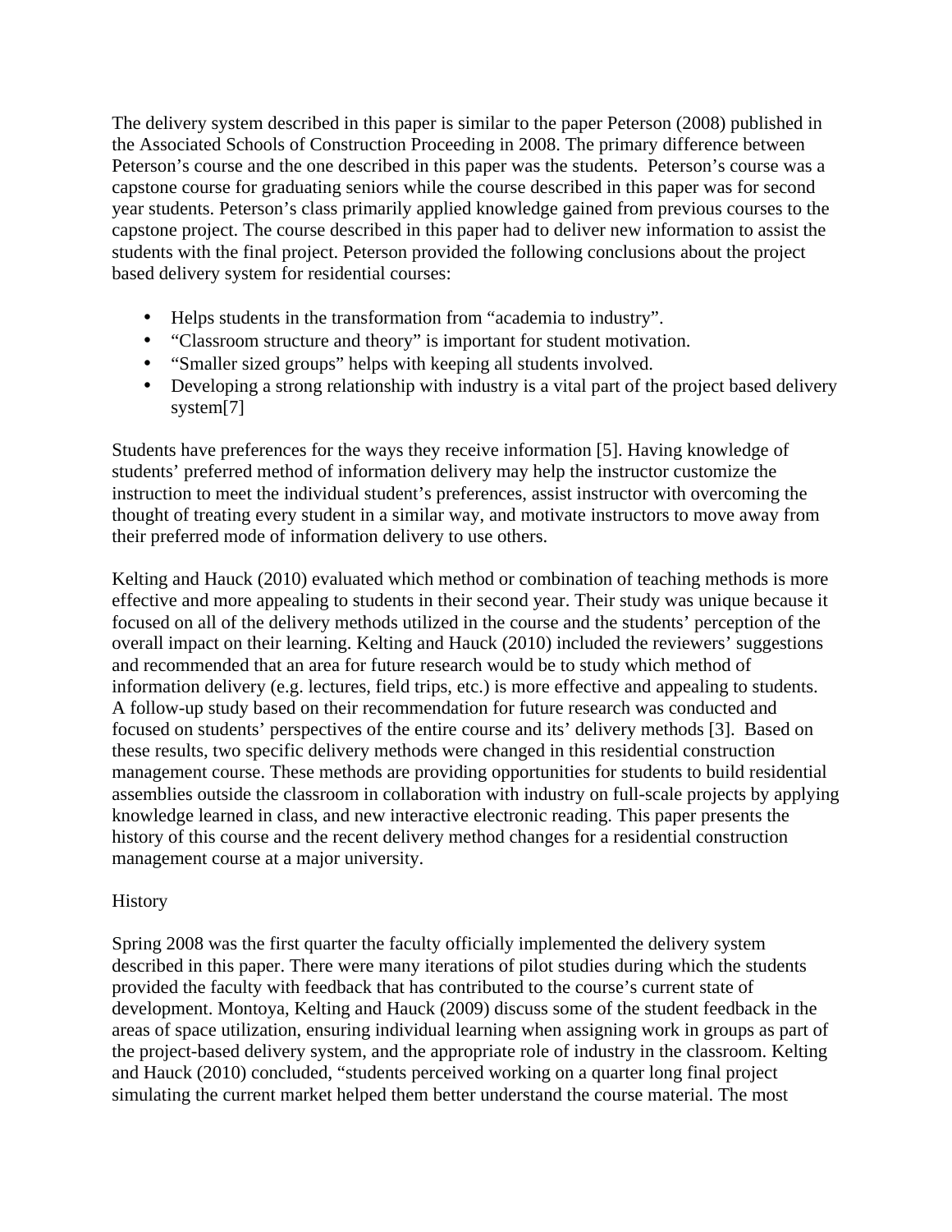The delivery system described in this paper is similar to the paper Peterson (2008) published in the Associated Schools of Construction Proceeding in 2008. The primary difference between Peterson's course and the one described in this paper was the students. Peterson's course was a capstone course for graduating seniors while the course described in this paper was for second year students. Peterson's class primarily applied knowledge gained from previous courses to the capstone project. The course described in this paper had to deliver new information to assist the students with the final project. Peterson provided the following conclusions about the project based delivery system for residential courses:

- Helps students in the transformation from "academia to industry".
- "Classroom structure and theory" is important for student motivation.
- "Smaller sized groups" helps with keeping all students involved.
- Developing a strong relationship with industry is a vital part of the project based delivery system[7]

Students have preferences for the ways they receive information [5]. Having knowledge of students' preferred method of information delivery may help the instructor customize the instruction to meet the individual student's preferences, assist instructor with overcoming the thought of treating every student in a similar way, and motivate instructors to move away from their preferred mode of information delivery to use others.

Kelting and Hauck (2010) evaluated which method or combination of teaching methods is more effective and more appealing to students in their second year. Their study was unique because it focused on all of the delivery methods utilized in the course and the students' perception of the overall impact on their learning. Kelting and Hauck (2010) included the reviewers' suggestions and recommended that an area for future research would be to study which method of information delivery (e.g. lectures, field trips, etc.) is more effective and appealing to students. A follow-up study based on their recommendation for future research was conducted and focused on students' perspectives of the entire course and its' delivery methods [3]. Based on these results, two specific delivery methods were changed in this residential construction management course. These methods are providing opportunities for students to build residential assemblies outside the classroom in collaboration with industry on full-scale projects by applying knowledge learned in class, and new interactive electronic reading. This paper presents the history of this course and the recent delivery method changes for a residential construction management course at a major university.

## History

Spring 2008 was the first quarter the faculty officially implemented the delivery system described in this paper. There were many iterations of pilot studies during which the students provided the faculty with feedback that has contributed to the course's current state of development. Montoya, Kelting and Hauck (2009) discuss some of the student feedback in the areas of space utilization, ensuring individual learning when assigning work in groups as part of the project-based delivery system, and the appropriate role of industry in the classroom. Kelting and Hauck (2010) concluded, "students perceived working on a quarter long final project simulating the current market helped them better understand the course material. The most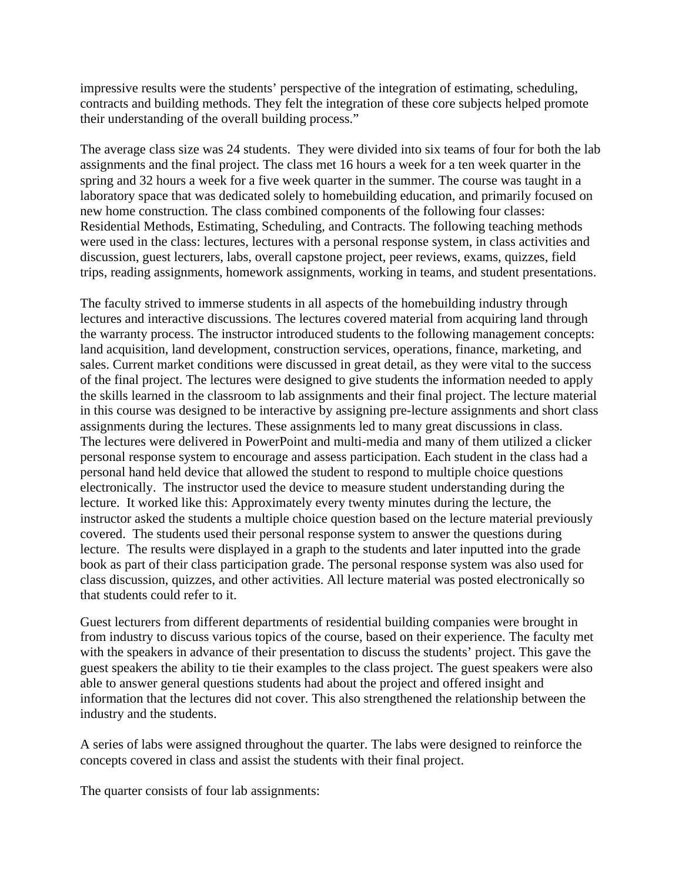impressive results were the students' perspective of the integration of estimating, scheduling, contracts and building methods. They felt the integration of these core subjects helped promote their understanding of the overall building process."

The average class size was 24 students. They were divided into six teams of four for both the lab assignments and the final project. The class met 16 hours a week for a ten week quarter in the spring and 32 hours a week for a five week quarter in the summer. The course was taught in a laboratory space that was dedicated solely to homebuilding education, and primarily focused on new home construction. The class combined components of the following four classes: Residential Methods, Estimating, Scheduling, and Contracts. The following teaching methods were used in the class: lectures, lectures with a personal response system, in class activities and discussion, guest lecturers, labs, overall capstone project, peer reviews, exams, quizzes, field trips, reading assignments, homework assignments, working in teams, and student presentations.

The faculty strived to immerse students in all aspects of the homebuilding industry through lectures and interactive discussions. The lectures covered material from acquiring land through the warranty process. The instructor introduced students to the following management concepts: land acquisition, land development, construction services, operations, finance, marketing, and sales. Current market conditions were discussed in great detail, as they were vital to the success of the final project. The lectures were designed to give students the information needed to apply the skills learned in the classroom to lab assignments and their final project. The lecture material in this course was designed to be interactive by assigning pre-lecture assignments and short class assignments during the lectures. These assignments led to many great discussions in class. The lectures were delivered in PowerPoint and multi-media and many of them utilized a clicker personal response system to encourage and assess participation. Each student in the class had a personal hand held device that allowed the student to respond to multiple choice questions electronically. The instructor used the device to measure student understanding during the lecture. It worked like this: Approximately every twenty minutes during the lecture, the instructor asked the students a multiple choice question based on the lecture material previously covered. The students used their personal response system to answer the questions during lecture. The results were displayed in a graph to the students and later inputted into the grade book as part of their class participation grade. The personal response system was also used for class discussion, quizzes, and other activities. All lecture material was posted electronically so that students could refer to it.

Guest lecturers from different departments of residential building companies were brought in from industry to discuss various topics of the course, based on their experience. The faculty met with the speakers in advance of their presentation to discuss the students' project. This gave the guest speakers the ability to tie their examples to the class project. The guest speakers were also able to answer general questions students had about the project and offered insight and information that the lectures did not cover. This also strengthened the relationship between the industry and the students.

A series of labs were assigned throughout the quarter. The labs were designed to reinforce the concepts covered in class and assist the students with their final project.

The quarter consists of four lab assignments: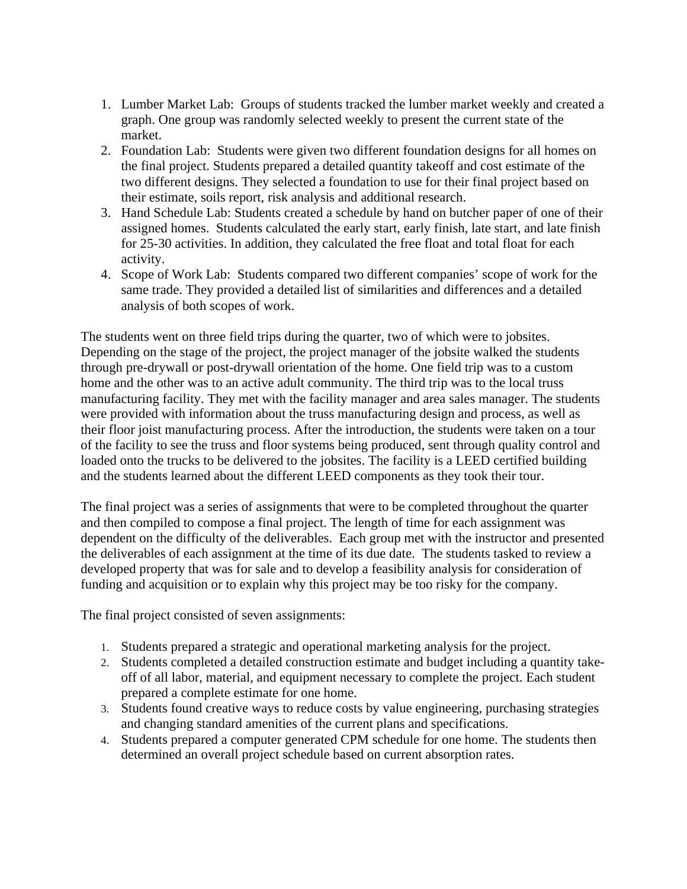1. Lumber Market Lab: Groups of students tracked the lumber market weekly and created a graph. One group was randomly selected weekly to present the current state of the market.
2. Foundation Lab: Students were given two different foundation designs for all homes on the final project. Students prepared a detailed quantity takeoff and cost estimate of the two different designs. They selected a foundation to use for their final project based on their estimate, soils report, risk analysis and additional research.
3. Hand Schedule Lab: Students created a schedule by hand on butcher paper of one of their assigned homes. Students calculated the early start, early finish, late start, and late finish for 25-30 activities. In addition, they calculated the free float and total float for each activity.
4. Scope of Work Lab: Students compared two different companies' scope of work for the same trade. They provided a detailed list of similarities and differences and a detailed analysis of both scopes of work.

The students went on three field trips during the quarter, two of which were to jobsites. Depending on the stage of the project, the project manager of the jobsite walked the students through pre-drywall or post-drywall orientation of the home. One field trip was to a custom home and the other was to an active adult community. The third trip was to the local truss manufacturing facility. They met with the facility manager and area sales manager. The students were provided with information about the truss manufacturing design and process, as well as their floor joist manufacturing process. After the introduction, the students were taken on a tour of the facility to see the truss and floor systems being produced, sent through quality control and loaded onto the trucks to be delivered to the jobsites. The facility is a LEED certified building and the students learned about the different LEED components as they took their tour.

The final project was a series of assignments that were to be completed throughout the quarter and then compiled to compose a final project. The length of time for each assignment was dependent on the difficulty of the deliverables. Each group met with the instructor and presented the deliverables of each assignment at the time of its due date. The students tasked to review a developed property that was for sale and to develop a feasibility analysis for consideration of funding and acquisition or to explain why this project may be too risky for the company.

The final project consisted of seven assignments:

1. Students prepared a strategic and operational marketing analysis for the project.
2. Students completed a detailed construction estimate and budget including a quantity take-off of all labor, material, and equipment necessary to complete the project. Each student prepared a complete estimate for one home.
3. Students found creative ways to reduce costs by value engineering, purchasing strategies and changing standard amenities of the current plans and specifications.
4. Students prepared a computer generated CPM schedule for one home. The students then determined an overall project schedule based on current absorption rates.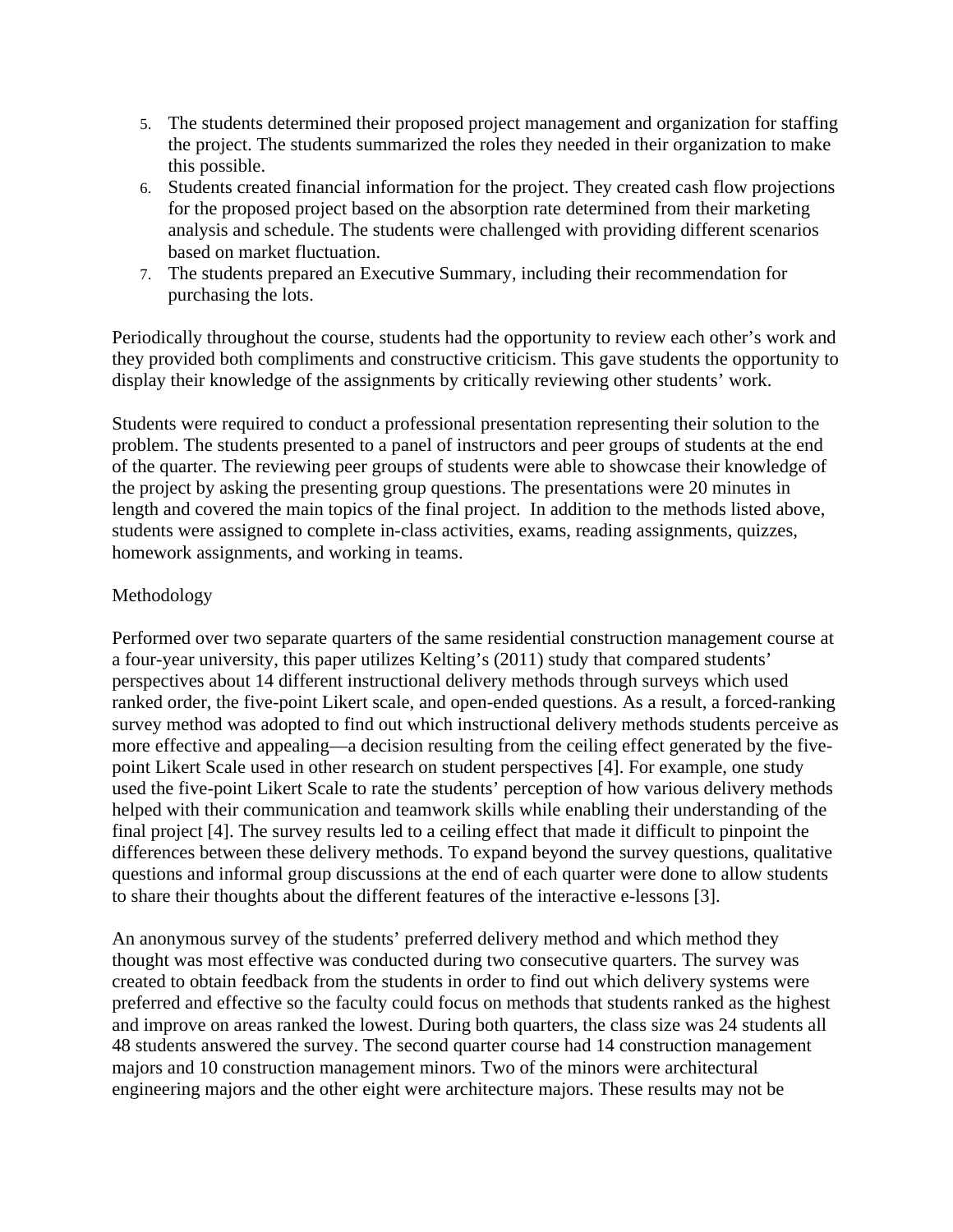5. The students determined their proposed project management and organization for staffing the project. The students summarized the roles they needed in their organization to make this possible.
6. Students created financial information for the project. They created cash flow projections for the proposed project based on the absorption rate determined from their marketing analysis and schedule. The students were challenged with providing different scenarios based on market fluctuation.
7. The students prepared an Executive Summary, including their recommendation for purchasing the lots.

Periodically throughout the course, students had the opportunity to review each other's work and they provided both compliments and constructive criticism. This gave students the opportunity to display their knowledge of the assignments by critically reviewing other students' work.

Students were required to conduct a professional presentation representing their solution to the problem. The students presented to a panel of instructors and peer groups of students at the end of the quarter. The reviewing peer groups of students were able to showcase their knowledge of the project by asking the presenting group questions. The presentations were 20 minutes in length and covered the main topics of the final project. In addition to the methods listed above, students were assigned to complete in-class activities, exams, reading assignments, quizzes, homework assignments, and working in teams.

## Methodology

Performed over two separate quarters of the same residential construction management course at a four-year university, this paper utilizes Kelting's (2011) study that compared students' perspectives about 14 different instructional delivery methods through surveys which used ranked order, the five-point Likert scale, and open-ended questions. As a result, a forced-ranking survey method was adopted to find out which instructional delivery methods students perceive as more effective and appealing—a decision resulting from the ceiling effect generated by the five-point Likert Scale used in other research on student perspectives [4]. For example, one study used the five-point Likert Scale to rate the students' perception of how various delivery methods helped with their communication and teamwork skills while enabling their understanding of the final project [4]. The survey results led to a ceiling effect that made it difficult to pinpoint the differences between these delivery methods. To expand beyond the survey questions, qualitative questions and informal group discussions at the end of each quarter were done to allow students to share their thoughts about the different features of the interactive e-lessons [3].

An anonymous survey of the students' preferred delivery method and which method they thought was most effective was conducted during two consecutive quarters. The survey was created to obtain feedback from the students in order to find out which delivery systems were preferred and effective so the faculty could focus on methods that students ranked as the highest and improve on areas ranked the lowest. During both quarters, the class size was 24 students all 48 students answered the survey. The second quarter course had 14 construction management majors and 10 construction management minors. Two of the minors were architectural engineering majors and the other eight were architecture majors. These results may not be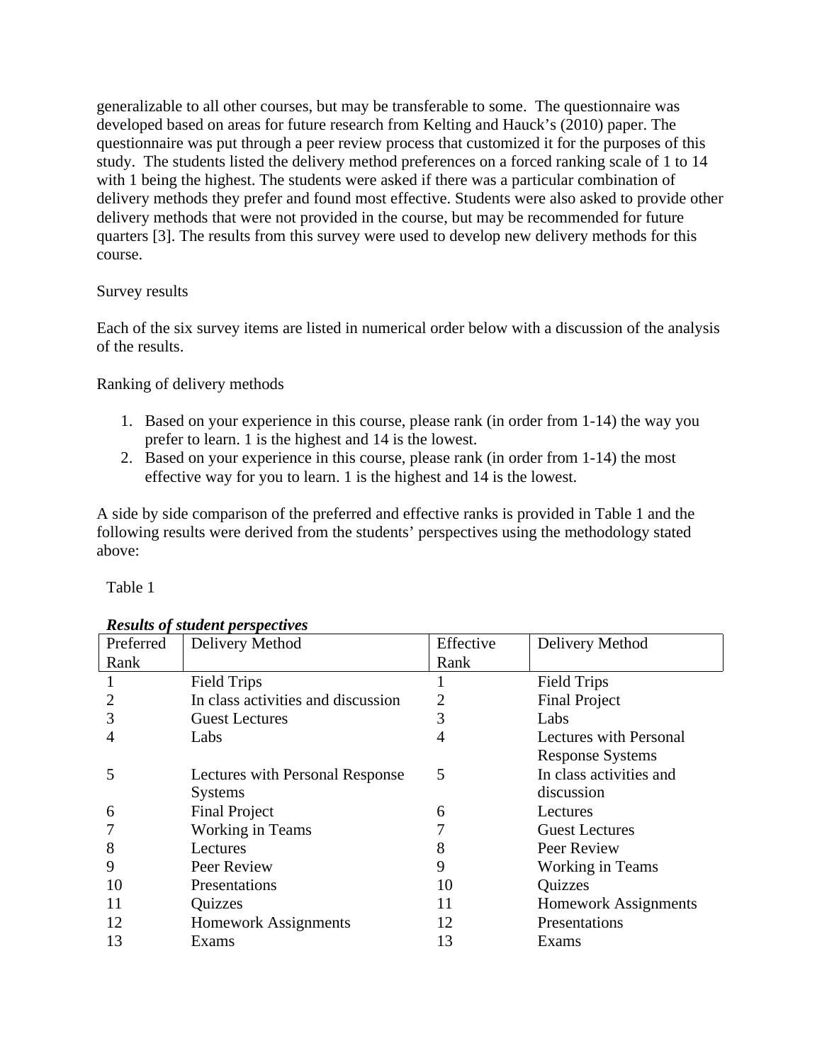generalizable to all other courses, but may be transferable to some. The questionnaire was developed based on areas for future research from Kelting and Hauck's (2010) paper. The questionnaire was put through a peer review process that customized it for the purposes of this study. The students listed the delivery method preferences on a forced ranking scale of 1 to 14 with 1 being the highest. The students were asked if there was a particular combination of delivery methods they prefer and found most effective. Students were also asked to provide other delivery methods that were not provided in the course, but may be recommended for future quarters [3]. The results from this survey were used to develop new delivery methods for this course.

## Survey results

Each of the six survey items are listed in numerical order below with a discussion of the analysis of the results.

### Ranking of delivery methods

1. Based on your experience in this course, please rank (in order from 1-14) the way you prefer to learn. 1 is the highest and 14 is the lowest.
2. Based on your experience in this course, please rank (in order from 1-14) the most effective way for you to learn. 1 is the highest and 14 is the lowest.

A side by side comparison of the preferred and effective ranks is provided in Table 1 and the following results were derived from the students' perspectives using the methodology stated above:

Table 1

***Results of student perspectives***

| Preferred Rank | Delivery Method | Effective Rank | Delivery Method |
|---|---|---|---|
| 1 | Field Trips | 1 | Field Trips |
| 2 | In class activities and discussion | 2 | Final Project |
| 3 | Guest Lectures | 3 | Labs |
| 4 | Labs | 4 | Lectures with Personal Response Systems |
| 5 | Lectures with Personal Response Systems | 5 | In class activities and discussion |
| 6 | Final Project | 6 | Lectures |
| 7 | Working in Teams | 7 | Guest Lectures |
| 8 | Lectures | 8 | Peer Review |
| 9 | Peer Review | 9 | Working in Teams |
| 10 | Presentations | 10 | Quizzes |
| 11 | Quizzes | 11 | Homework Assignments |
| 12 | Homework Assignments | 12 | Presentations |
| 13 | Exams | 13 | Exams |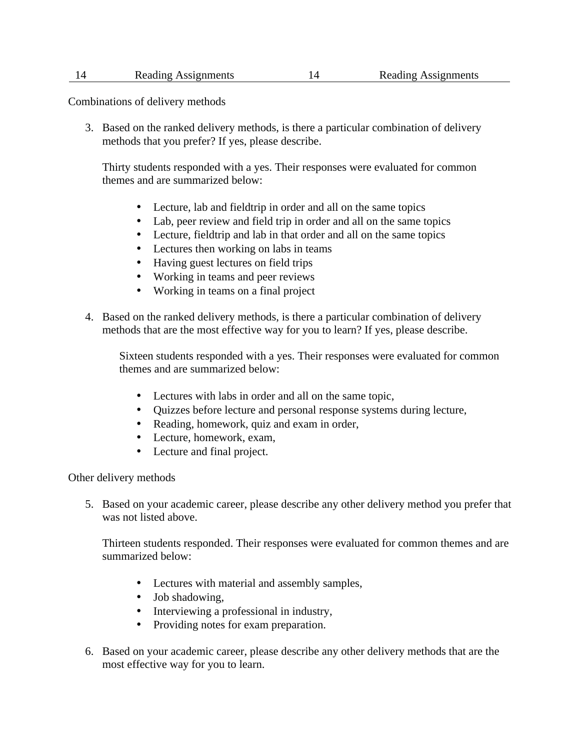Combinations of delivery methods

3. Based on the ranked delivery methods, is there a particular combination of delivery methods that you prefer? If yes, please describe.

   Thirty students responded with a yes. Their responses were evaluated for common themes and are summarized below:

   - Lecture, lab and fieldtrip in order and all on the same topics
   - Lab, peer review and field trip in order and all on the same topics
   - Lecture, fieldtrip and lab in that order and all on the same topics
   - Lectures then working on labs in teams
   - Having guest lectures on field trips
   - Working in teams and peer reviews
   - Working in teams on a final project

4. Based on the ranked delivery methods, is there a particular combination of delivery methods that are the most effective way for you to learn? If yes, please describe.

   Sixteen students responded with a yes. Their responses were evaluated for common themes and are summarized below:

   - Lectures with labs in order and all on the same topic,
   - Quizzes before lecture and personal response systems during lecture,
   - Reading, homework, quiz and exam in order,
   - Lecture, homework, exam,
   - Lecture and final project.

Other delivery methods

5. Based on your academic career, please describe any other delivery method you prefer that was not listed above.

   Thirteen students responded. Their responses were evaluated for common themes and are summarized below:

   - Lectures with material and assembly samples,
   - Job shadowing,
   - Interviewing a professional in industry,
   - Providing notes for exam preparation.

6. Based on your academic career, please describe any other delivery methods that are the most effective way for you to learn.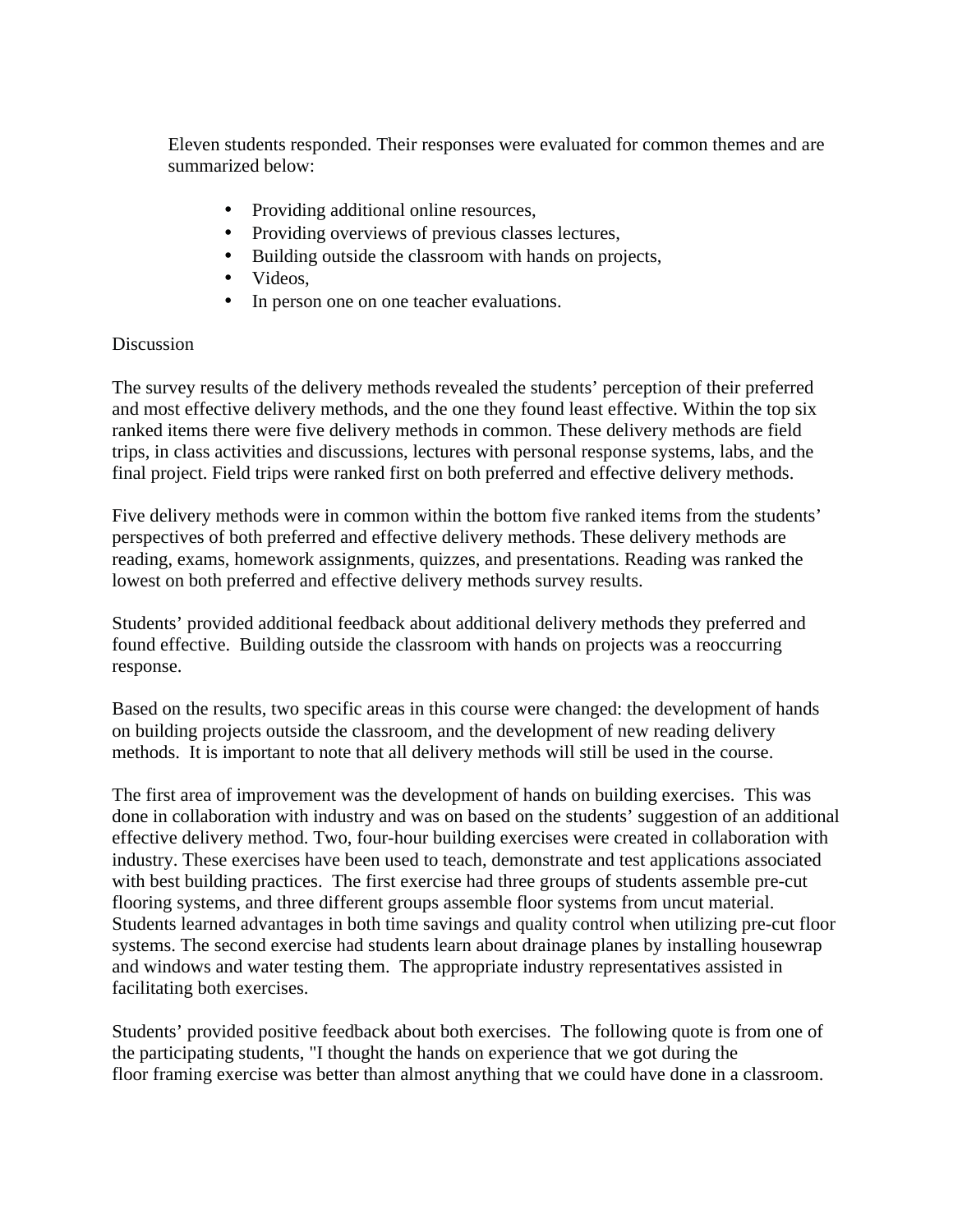Eleven students responded. Their responses were evaluated for common themes and are summarized below:

- Providing additional online resources,
- Providing overviews of previous classes lectures,
- Building outside the classroom with hands on projects,
- Videos,
- In person one on one teacher evaluations.

## Discussion

The survey results of the delivery methods revealed the students' perception of their preferred and most effective delivery methods, and the one they found least effective. Within the top six ranked items there were five delivery methods in common. These delivery methods are field trips, in class activities and discussions, lectures with personal response systems, labs, and the final project. Field trips were ranked first on both preferred and effective delivery methods.

Five delivery methods were in common within the bottom five ranked items from the students' perspectives of both preferred and effective delivery methods. These delivery methods are reading, exams, homework assignments, quizzes, and presentations. Reading was ranked the lowest on both preferred and effective delivery methods survey results.

Students' provided additional feedback about additional delivery methods they preferred and found effective. Building outside the classroom with hands on projects was a reoccurring response.

Based on the results, two specific areas in this course were changed: the development of hands on building projects outside the classroom, and the development of new reading delivery methods. It is important to note that all delivery methods will still be used in the course.

The first area of improvement was the development of hands on building exercises. This was done in collaboration with industry and was on based on the students' suggestion of an additional effective delivery method. Two, four-hour building exercises were created in collaboration with industry. These exercises have been used to teach, demonstrate and test applications associated with best building practices. The first exercise had three groups of students assemble pre-cut flooring systems, and three different groups assemble floor systems from uncut material. Students learned advantages in both time savings and quality control when utilizing pre-cut floor systems. The second exercise had students learn about drainage planes by installing housewrap and windows and water testing them. The appropriate industry representatives assisted in facilitating both exercises.

Students' provided positive feedback about both exercises. The following quote is from one of the participating students, "I thought the hands on experience that we got during the floor framing exercise was better than almost anything that we could have done in a classroom.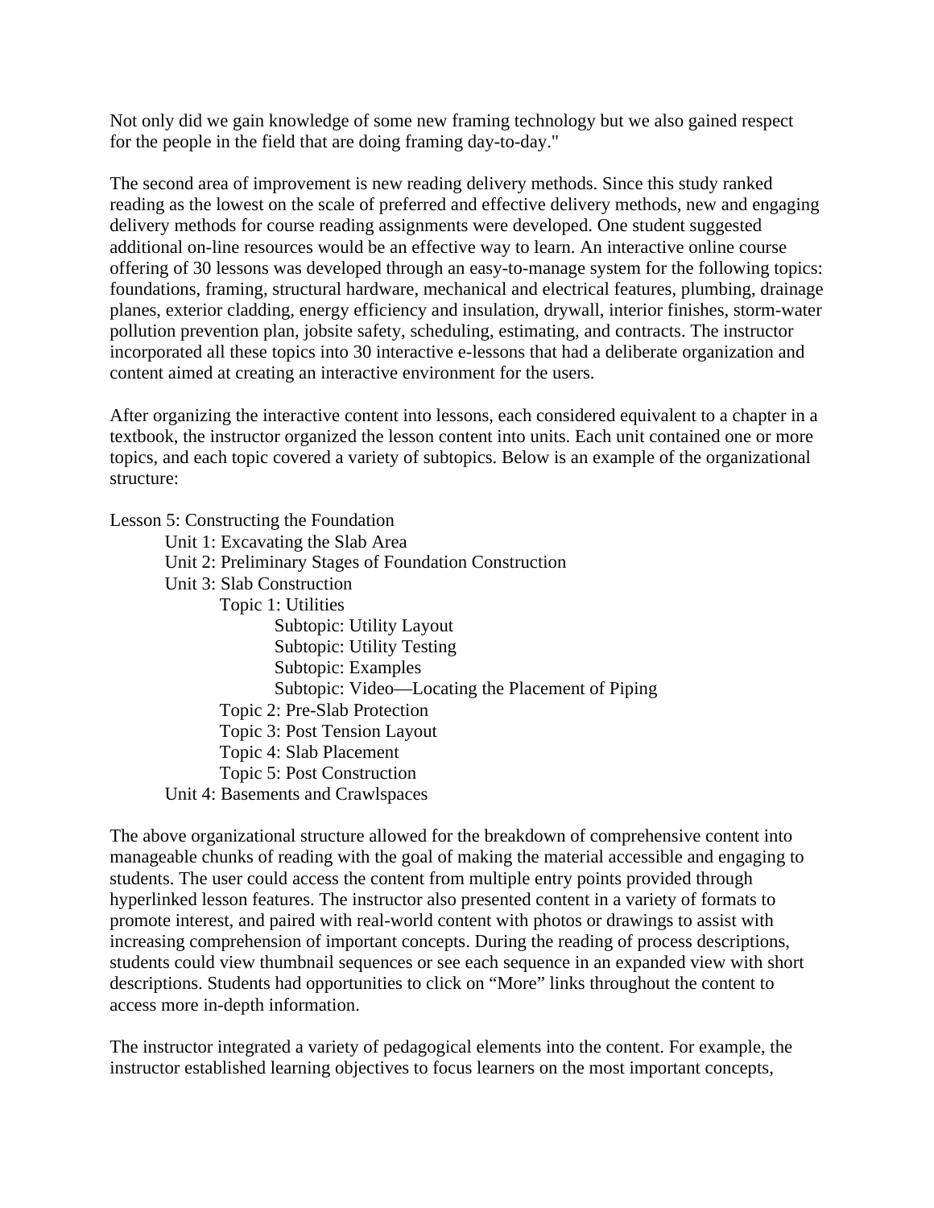Not only did we gain knowledge of some new framing technology but we also gained respect for the people in the field that are doing framing day-to-day."

The second area of improvement is new reading delivery methods. Since this study ranked reading as the lowest on the scale of preferred and effective delivery methods, new and engaging delivery methods for course reading assignments were developed. One student suggested additional on-line resources would be an effective way to learn. An interactive online course offering of 30 lessons was developed through an easy-to-manage system for the following topics: foundations, framing, structural hardware, mechanical and electrical features, plumbing, drainage planes, exterior cladding, energy efficiency and insulation, drywall, interior finishes, storm-water pollution prevention plan, jobsite safety, scheduling, estimating, and contracts. The instructor incorporated all these topics into 30 interactive e-lessons that had a deliberate organization and content aimed at creating an interactive environment for the users.

After organizing the interactive content into lessons, each considered equivalent to a chapter in a textbook, the instructor organized the lesson content into units. Each unit contained one or more topics, and each topic covered a variety of subtopics. Below is an example of the organizational structure:

- Lesson 5: Constructing the Foundation
  - Unit 1: Excavating the Slab Area
  - Unit 2: Preliminary Stages of Foundation Construction
  - Unit 3: Slab Construction
    - Topic 1: Utilities
      - Subtopic: Utility Layout
      - Subtopic: Utility Testing
      - Subtopic: Examples
      - Subtopic: Video—Locating the Placement of Piping
    - Topic 2: Pre-Slab Protection
    - Topic 3: Post Tension Layout
    - Topic 4: Slab Placement
    - Topic 5: Post Construction
  - Unit 4: Basements and Crawlspaces

The above organizational structure allowed for the breakdown of comprehensive content into manageable chunks of reading with the goal of making the material accessible and engaging to students. The user could access the content from multiple entry points provided through hyperlinked lesson features. The instructor also presented content in a variety of formats to promote interest, and paired with real-world content with photos or drawings to assist with increasing comprehension of important concepts. During the reading of process descriptions, students could view thumbnail sequences or see each sequence in an expanded view with short descriptions. Students had opportunities to click on "More" links throughout the content to access more in-depth information.

The instructor integrated a variety of pedagogical elements into the content. For example, the instructor established learning objectives to focus learners on the most important concepts,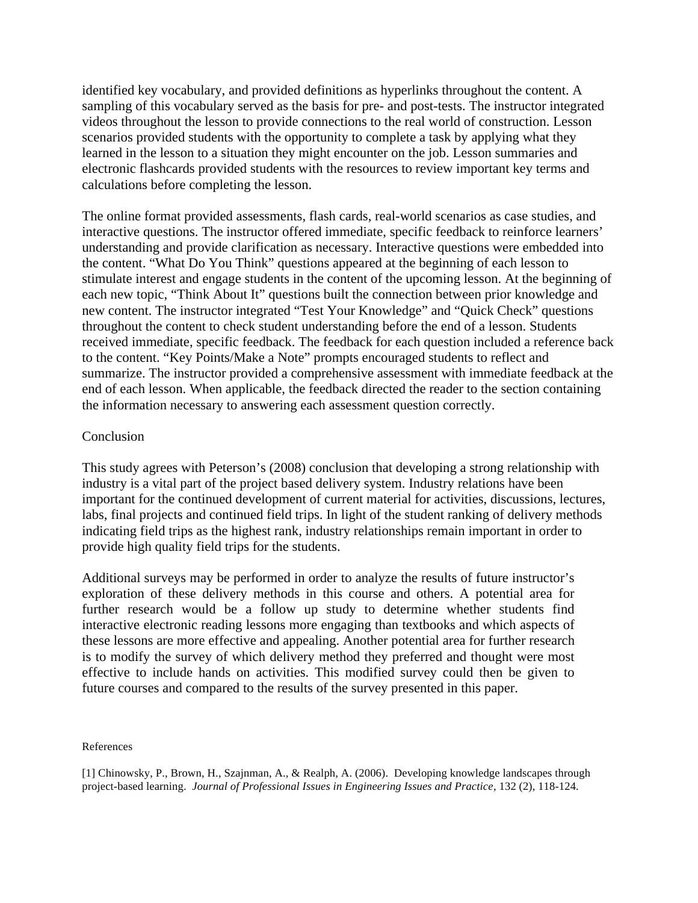identified key vocabulary, and provided definitions as hyperlinks throughout the content. A sampling of this vocabulary served as the basis for pre- and post-tests. The instructor integrated videos throughout the lesson to provide connections to the real world of construction. Lesson scenarios provided students with the opportunity to complete a task by applying what they learned in the lesson to a situation they might encounter on the job. Lesson summaries and electronic flashcards provided students with the resources to review important key terms and calculations before completing the lesson.

The online format provided assessments, flash cards, real-world scenarios as case studies, and interactive questions. The instructor offered immediate, specific feedback to reinforce learners' understanding and provide clarification as necessary. Interactive questions were embedded into the content. "What Do You Think" questions appeared at the beginning of each lesson to stimulate interest and engage students in the content of the upcoming lesson. At the beginning of each new topic, "Think About It" questions built the connection between prior knowledge and new content. The instructor integrated "Test Your Knowledge" and "Quick Check" questions throughout the content to check student understanding before the end of a lesson. Students received immediate, specific feedback. The feedback for each question included a reference back to the content. "Key Points/Make a Note" prompts encouraged students to reflect and summarize. The instructor provided a comprehensive assessment with immediate feedback at the end of each lesson. When applicable, the feedback directed the reader to the section containing the information necessary to answering each assessment question correctly.

## Conclusion

This study agrees with Peterson's (2008) conclusion that developing a strong relationship with industry is a vital part of the project based delivery system. Industry relations have been important for the continued development of current material for activities, discussions, lectures, labs, final projects and continued field trips. In light of the student ranking of delivery methods indicating field trips as the highest rank, industry relationships remain important in order to provide high quality field trips for the students.

Additional surveys may be performed in order to analyze the results of future instructor's exploration of these delivery methods in this course and others. A potential area for further research would be a follow up study to determine whether students find interactive electronic reading lessons more engaging than textbooks and which aspects of these lessons are more effective and appealing. Another potential area for further research is to modify the survey of which delivery method they preferred and thought were most effective to include hands on activities. This modified survey could then be given to future courses and compared to the results of the survey presented in this paper.

## References

[1] Chinowsky, P., Brown, H., Szajnman, A., & Realph, A. (2006). Developing knowledge landscapes through project-based learning. *Journal of Professional Issues in Engineering Issues and Practice*, 132 (2), 118-124.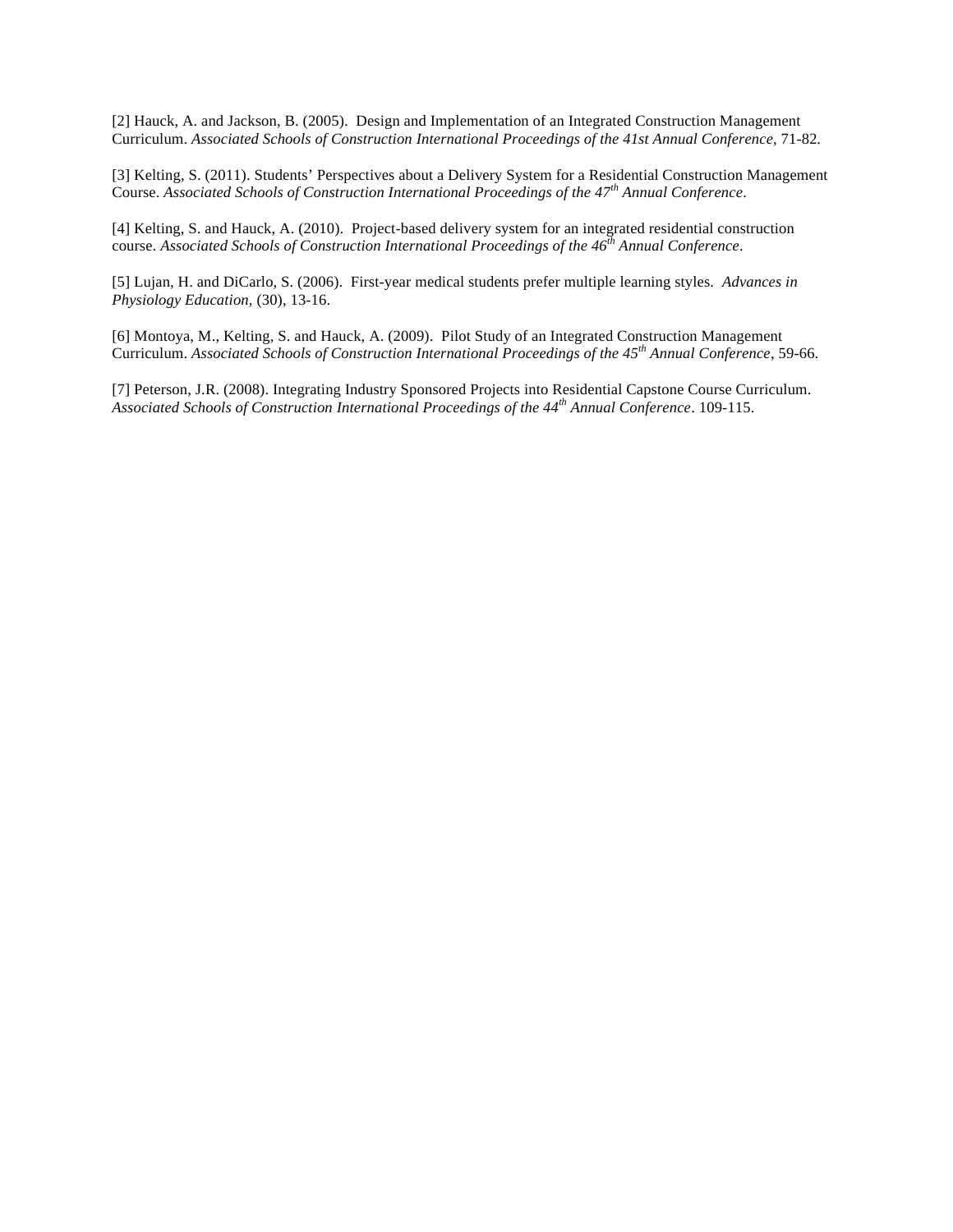[2] Hauck, A. and Jackson, B. (2005). Design and Implementation of an Integrated Construction Management Curriculum. *Associated Schools of Construction International Proceedings of the 41st Annual Conference*, 71-82.

[3] Kelting, S. (2011). Students' Perspectives about a Delivery System for a Residential Construction Management Course. *Associated Schools of Construction International Proceedings of the 47th Annual Conference*.

[4] Kelting, S. and Hauck, A. (2010). Project-based delivery system for an integrated residential construction course. *Associated Schools of Construction International Proceedings of the 46th Annual Conference*.

[5] Lujan, H. and DiCarlo, S. (2006). First-year medical students prefer multiple learning styles. *Advances in Physiology Education*, (30), 13-16.

[6] Montoya, M., Kelting, S. and Hauck, A. (2009). Pilot Study of an Integrated Construction Management Curriculum. *Associated Schools of Construction International Proceedings of the 45th Annual Conference*, 59-66.

[7] Peterson, J.R. (2008). Integrating Industry Sponsored Projects into Residential Capstone Course Curriculum. *Associated Schools of Construction International Proceedings of the 44th Annual Conference*. 109-115.